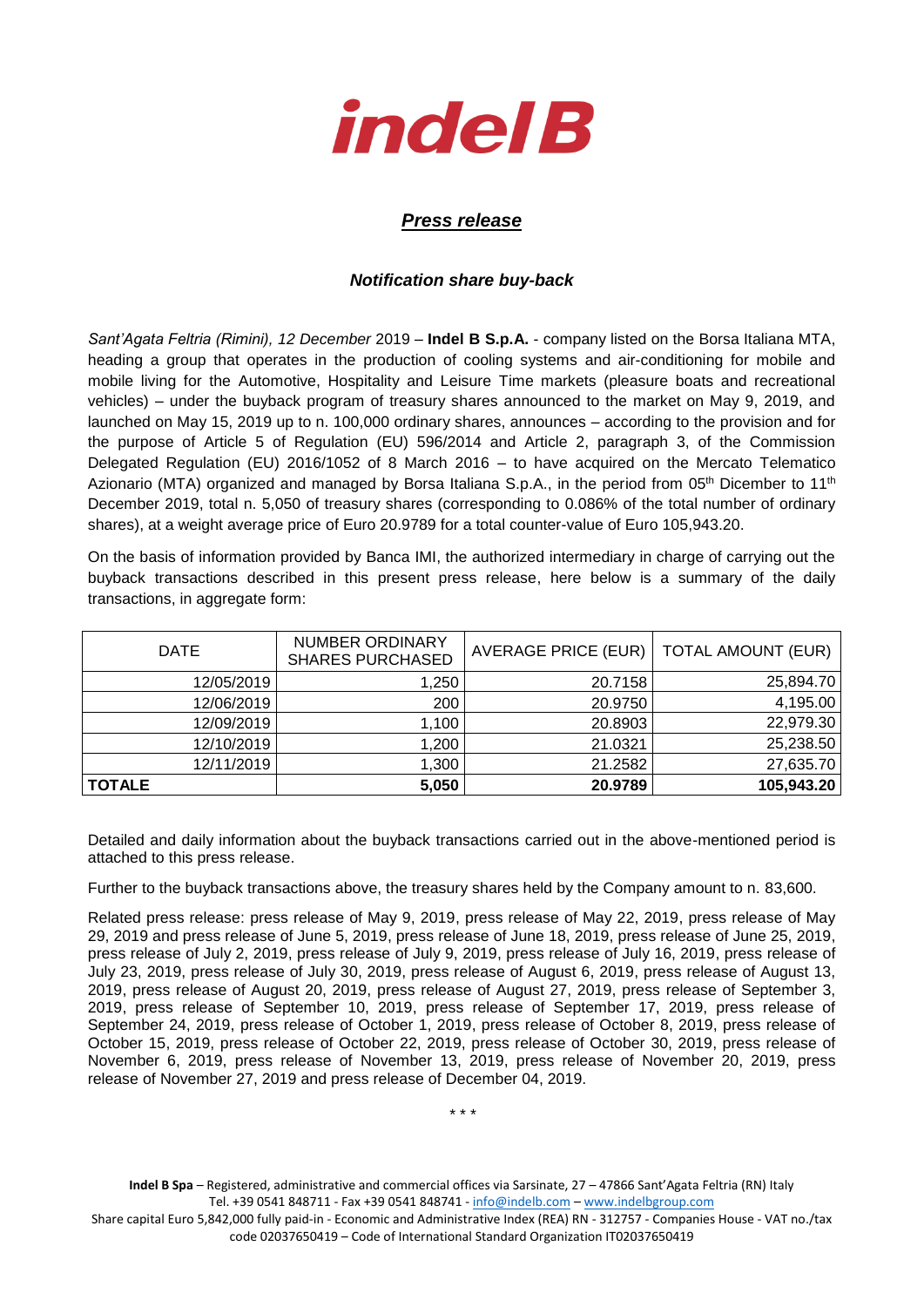indel B

## *Press release*

### *Notification share buy-back*

*Sant'Agata Feltria (Rimini), 12 December* 2019 – **Indel B S.p.A.** - company listed on the Borsa Italiana MTA, heading a group that operates in the production of cooling systems and air-conditioning for mobile and mobile living for the Automotive, Hospitality and Leisure Time markets (pleasure boats and recreational vehicles) – under the buyback program of treasury shares announced to the market on May 9, 2019, and launched on May 15, 2019 up to n. 100,000 ordinary shares, announces – according to the provision and for the purpose of Article 5 of Regulation (EU) 596/2014 and Article 2, paragraph 3, of the Commission Delegated Regulation (EU) 2016/1052 of 8 March 2016 – to have acquired on the Mercato Telematico Azionario (MTA) organized and managed by Borsa Italiana S.p.A., in the period from 05th Dicember to 11th December 2019, total n. 5,050 of treasury shares (corresponding to 0.086% of the total number of ordinary shares), at a weight average price of Euro 20.9789 for a total counter-value of Euro 105,943.20.

On the basis of information provided by Banca IMI, the authorized intermediary in charge of carrying out the buyback transactions described in this present press release, here below is a summary of the daily transactions, in aggregate form:

| DATE | NUMBER ORDINARY SHARES PURCHASED | AVERAGE PRICE (EUR) | TOTAL AMOUNT (EUR) |
|---|---|---|---|
| 12/05/2019 | 1,250 | 20.7158 | 25,894.70 |
| 12/06/2019 | 200 | 20.9750 | 4,195.00 |
| 12/09/2019 | 1,100 | 20.8903 | 22,979.30 |
| 12/10/2019 | 1,200 | 21.0321 | 25,238.50 |
| 12/11/2019 | 1,300 | 21.2582 | 27,635.70 |
| **TOTALE** | **5,050** | **20.9789** | **105,943.20** |

Detailed and daily information about the buyback transactions carried out in the above-mentioned period is attached to this press release.

Further to the buyback transactions above, the treasury shares held by the Company amount to n. 83,600.

Related press release: press release of May 9, 2019, press release of May 22, 2019, press release of May 29, 2019 and press release of June 5, 2019, press release of June 18, 2019, press release of June 25, 2019, press release of July 2, 2019, press release of July 9, 2019, press release of July 16, 2019, press release of July 23, 2019, press release of July 30, 2019, press release of August 6, 2019, press release of August 13, 2019, press release of August 20, 2019, press release of August 27, 2019, press release of September 3, 2019, press release of September 10, 2019, press release of September 17, 2019, press release of September 24, 2019, press release of October 1, 2019, press release of October 8, 2019, press release of October 15, 2019, press release of October 22, 2019, press release of October 30, 2019, press release of November 6, 2019, press release of November 13, 2019, press release of November 20, 2019, press release of November 27, 2019 and press release of December 04, 2019.

\* \* \*

**Indel B Spa** – Registered, administrative and commercial offices via Sarsinate, 27 – 47866 Sant'Agata Feltria (RN) Italy
Tel. +39 0541 848711 - Fax +39 0541 848741 - info@indelb.com – www.indelbgroup.com
Share capital Euro 5,842,000 fully paid-in - Economic and Administrative Index (REA) RN - 312757 - Companies House - VAT no./tax code 02037650419 – Code of International Standard Organization IT02037650419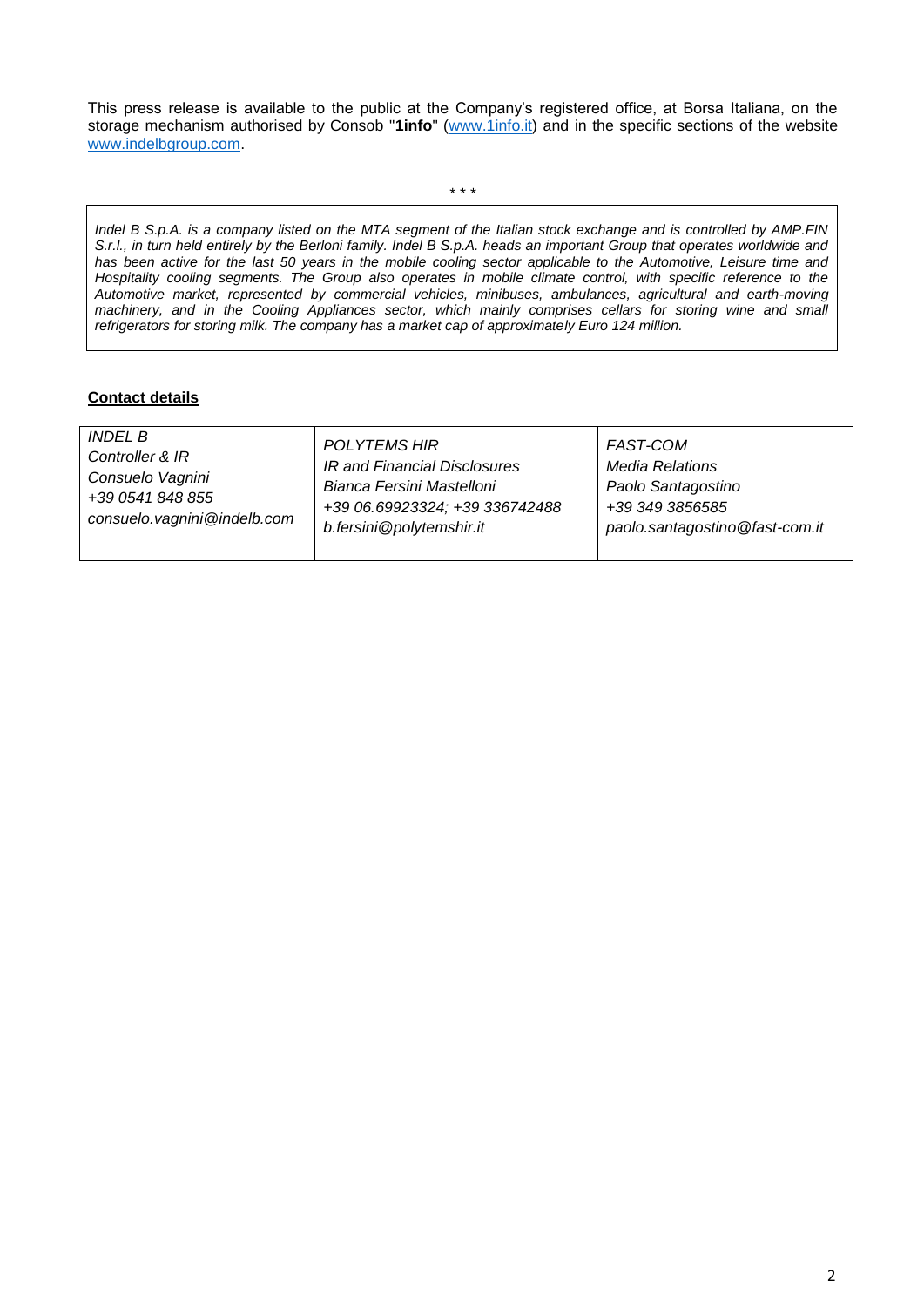This press release is available to the public at the Company's registered office, at Borsa Italiana, on the storage mechanism authorised by Consob "**1info**" (www.1info.it) and in the specific sections of the website www.indelbgroup.com.

\* \* \*

*Indel B S.p.A. is a company listed on the MTA segment of the Italian stock exchange and is controlled by AMP.FIN S.r.l., in turn held entirely by the Berloni family. Indel B S.p.A. heads an important Group that operates worldwide and has been active for the last 50 years in the mobile cooling sector applicable to the Automotive, Leisure time and Hospitality cooling segments. The Group also operates in mobile climate control, with specific reference to the Automotive market, represented by commercial vehicles, minibuses, ambulances, agricultural and earth-moving machinery, and in the Cooling Appliances sector, which mainly comprises cellars for storing wine and small refrigerators for storing milk. The company has a market cap of approximately Euro 124 million.*

**Contact details**

| *INDEL B*<br>*Controller & IR*<br>*Consuelo Vagnini*<br>*+39 0541 848 855*<br>*consuelo.vagnini@indelb.com* | *POLYTEMS HIR*<br>*IR and Financial Disclosures*<br>*Bianca Fersini Mastelloni*<br>*+39 06.69923324; +39 336742488*<br>*b.fersini@polytemshir.it* | *FAST-COM*<br>*Media Relations*<br>*Paolo Santagostino*<br>*+39 349 3856585*<br>*paolo.santagostino@fast-com.it* |
|---|---|---|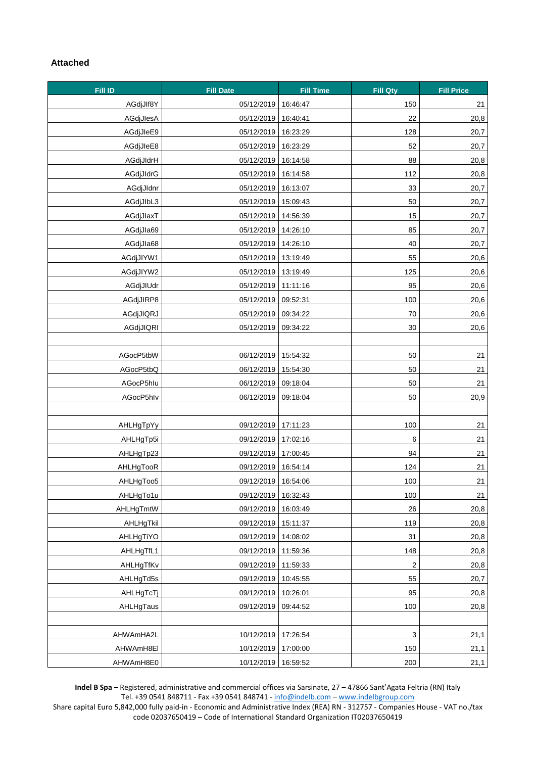**Attached**

| Fill ID | Fill Date | Fill Time | Fill Qty | Fill Price |
|---|---|---|---|---|
| AGdjJIf8Y | 05/12/2019 | 16:46:47 | 150 | 21 |
| AGdjJIesA | 05/12/2019 | 16:40:41 | 22 | 20,8 |
| AGdjJIeE9 | 05/12/2019 | 16:23:29 | 128 | 20,7 |
| AGdjJIeE8 | 05/12/2019 | 16:23:29 | 52 | 20,7 |
| AGdjJIdrH | 05/12/2019 | 16:14:58 | 88 | 20,8 |
| AGdjJIdrG | 05/12/2019 | 16:14:58 | 112 | 20,8 |
| AGdjJIdnr | 05/12/2019 | 16:13:07 | 33 | 20,7 |
| AGdjJIbL3 | 05/12/2019 | 15:09:43 | 50 | 20,7 |
| AGdjJIaxT | 05/12/2019 | 14:56:39 | 15 | 20,7 |
| AGdjJIa69 | 05/12/2019 | 14:26:10 | 85 | 20,7 |
| AGdjJIa68 | 05/12/2019 | 14:26:10 | 40 | 20,7 |
| AGdjJIYW1 | 05/12/2019 | 13:19:49 | 55 | 20,6 |
| AGdjJIYW2 | 05/12/2019 | 13:19:49 | 125 | 20,6 |
| AGdjJIUdr | 05/12/2019 | 11:11:16 | 95 | 20,6 |
| AGdjJIRP8 | 05/12/2019 | 09:52:31 | 100 | 20,6 |
| AGdjJIQRJ | 05/12/2019 | 09:34:22 | 70 | 20,6 |
| AGdjJIQRI | 05/12/2019 | 09:34:22 | 30 | 20,6 |
| | | | | |
| AGocP5tbW | 06/12/2019 | 15:54:32 | 50 | 21 |
| AGocP5tbQ | 06/12/2019 | 15:54:30 | 50 | 21 |
| AGocP5hIu | 06/12/2019 | 09:18:04 | 50 | 21 |
| AGocP5hIv | 06/12/2019 | 09:18:04 | 50 | 20,9 |
| | | | | |
| AHLHgTpYy | 09/12/2019 | 17:11:23 | 100 | 21 |
| AHLHgTp5i | 09/12/2019 | 17:02:16 | 6 | 21 |
| AHLHgTp23 | 09/12/2019 | 17:00:45 | 94 | 21 |
| AHLHgTooR | 09/12/2019 | 16:54:14 | 124 | 21 |
| AHLHgToo5 | 09/12/2019 | 16:54:06 | 100 | 21 |
| AHLHgTo1u | 09/12/2019 | 16:32:43 | 100 | 21 |
| AHLHgTmtW | 09/12/2019 | 16:03:49 | 26 | 20,8 |
| AHLHgTkil | 09/12/2019 | 15:11:37 | 119 | 20,8 |
| AHLHgTiYO | 09/12/2019 | 14:08:02 | 31 | 20,8 |
| AHLHgTfL1 | 09/12/2019 | 11:59:36 | 148 | 20,8 |
| AHLHgTfKv | 09/12/2019 | 11:59:33 | 2 | 20,8 |
| AHLHgTd5s | 09/12/2019 | 10:45:55 | 55 | 20,7 |
| AHLHgTcTj | 09/12/2019 | 10:26:01 | 95 | 20,8 |
| AHLHgTaus | 09/12/2019 | 09:44:52 | 100 | 20,8 |
| | | | | |
| AHWAmHA2L | 10/12/2019 | 17:26:54 | 3 | 21,1 |
| AHWAmH8El | 10/12/2019 | 17:00:00 | 150 | 21,1 |
| AHWAmH8E0 | 10/12/2019 | 16:59:52 | 200 | 21,1 |

**Indel B Spa** – Registered, administrative and commercial offices via Sarsinate, 27 – 47866 Sant'Agata Feltria (RN) Italy
Tel. +39 0541 848711 - Fax +39 0541 848741 - info@indelb.com – www.indelbgroup.com
Share capital Euro 5,842,000 fully paid-in - Economic and Administrative Index (REA) RN - 312757 - Companies House - VAT no./tax code 02037650419 – Code of International Standard Organization IT02037650419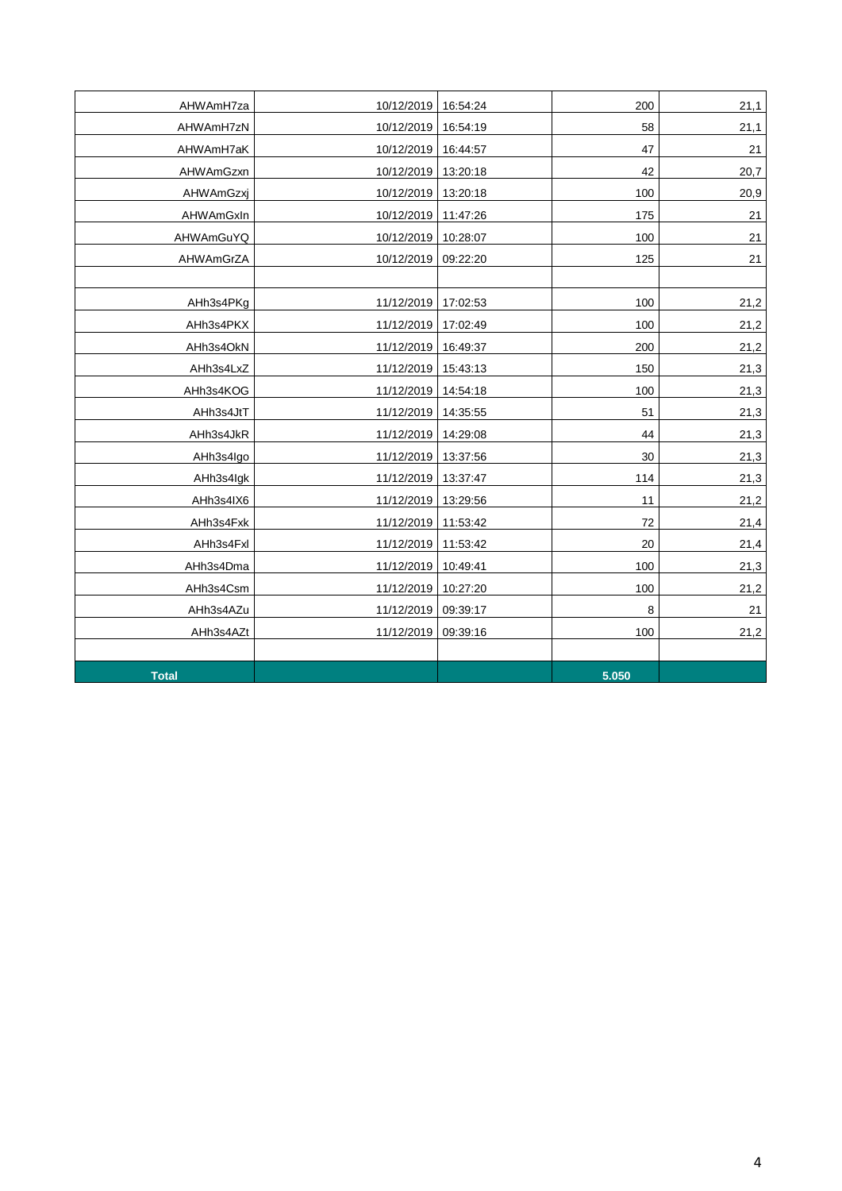| | | | | |
|---|---|---|---|---|
| AHWAmH7za | 10/12/2019 | 16:54:24 | 200 | 21,1 |
| AHWAmH7zN | 10/12/2019 | 16:54:19 | 58 | 21,1 |
| AHWAmH7aK | 10/12/2019 | 16:44:57 | 47 | 21 |
| AHWAmGzxn | 10/12/2019 | 13:20:18 | 42 | 20,7 |
| AHWAmGzxj | 10/12/2019 | 13:20:18 | 100 | 20,9 |
| AHWAmGxIn | 10/12/2019 | 11:47:26 | 175 | 21 |
| AHWAmGuYQ | 10/12/2019 | 10:28:07 | 100 | 21 |
| AHWAmGrZA | 10/12/2019 | 09:22:20 | 125 | 21 |
| | | | | |
| AHh3s4PKg | 11/12/2019 | 17:02:53 | 100 | 21,2 |
| AHh3s4PKX | 11/12/2019 | 17:02:49 | 100 | 21,2 |
| AHh3s4OkN | 11/12/2019 | 16:49:37 | 200 | 21,2 |
| AHh3s4LxZ | 11/12/2019 | 15:43:13 | 150 | 21,3 |
| AHh3s4KOG | 11/12/2019 | 14:54:18 | 100 | 21,3 |
| AHh3s4JtT | 11/12/2019 | 14:35:55 | 51 | 21,3 |
| AHh3s4JkR | 11/12/2019 | 14:29:08 | 44 | 21,3 |
| AHh3s4Igo | 11/12/2019 | 13:37:56 | 30 | 21,3 |
| AHh3s4Igk | 11/12/2019 | 13:37:47 | 114 | 21,3 |
| AHh3s4IX6 | 11/12/2019 | 13:29:56 | 11 | 21,2 |
| AHh3s4Fxk | 11/12/2019 | 11:53:42 | 72 | 21,4 |
| AHh3s4Fxl | 11/12/2019 | 11:53:42 | 20 | 21,4 |
| AHh3s4Dma | 11/12/2019 | 10:49:41 | 100 | 21,3 |
| AHh3s4Csm | 11/12/2019 | 10:27:20 | 100 | 21,2 |
| AHh3s4AZu | 11/12/2019 | 09:39:17 | 8 | 21 |
| AHh3s4AZt | 11/12/2019 | 09:39:16 | 100 | 21,2 |
| | | | | |
| **Total** | | | **5.050** | |